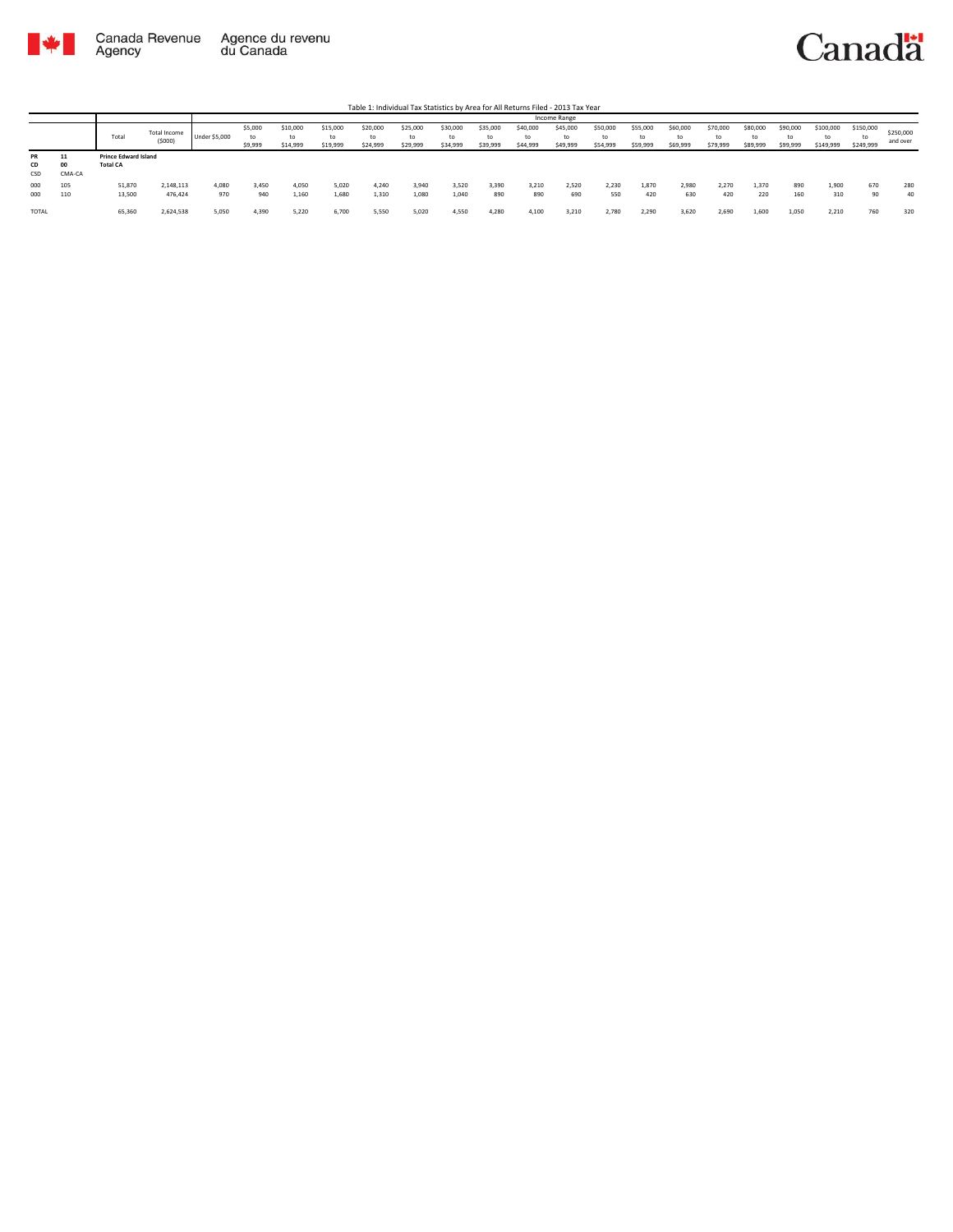Canada Revenue Agency / Agence du revenu du Canada

Canada

Table 1: Individual Tax Statistics by Area for All Returns Filed - 2013 Tax Year

| | | | | Income Range | | | | | | | | | | | | | | | | | | | |
|---|---|---|---|---|---|---|---|---|---|---|---|---|---|---|---|---|---|---|---|---|---|---|---|
| | | Total | Total Income ($000) | Under $5,000 | $5,000 to $9,999 | $10,000 to $14,999 | $15,000 to $19,999 | $20,000 to $24,999 | $25,000 to $29,999 | $30,000 to $34,999 | $35,000 to $39,999 | $40,000 to $44,999 | $45,000 to $49,999 | $50,000 to $54,999 | $55,000 to $59,999 | $60,000 to $69,999 | $70,000 to $79,999 | $80,000 to $89,999 | $90,000 to $99,999 | $100,000 to $149,999 | $150,000 to $249,999 | $250,000 and over |
| PR<br>CD<br>CSD | 11<br>00<br>CMA-CA | **Prince Edward Island**<br>**Total CA** | | | | | | | | | | | | | | | | | | | | |
| 000 | 105 | 51,870 | 2,148,113 | 4,080 | 3,450 | 4,050 | 5,020 | 4,240 | 3,940 | 3,520 | 3,390 | 3,210 | 2,520 | 2,230 | 1,870 | 2,980 | 2,270 | 1,370 | 890 | 1,900 | 670 | 280 |
| 000 | 110 | 13,500 | 476,424 | 970 | 940 | 1,160 | 1,680 | 1,310 | 1,080 | 1,040 | 890 | 890 | 690 | 550 | 420 | 630 | 420 | 220 | 160 | 310 | 90 | 40 |
| TOTAL | | 65,360 | 2,624,538 | 5,050 | 4,390 | 5,220 | 6,700 | 5,550 | 5,020 | 4,550 | 4,280 | 4,100 | 3,210 | 2,780 | 2,290 | 3,620 | 2,690 | 1,600 | 1,050 | 2,210 | 760 | 320 |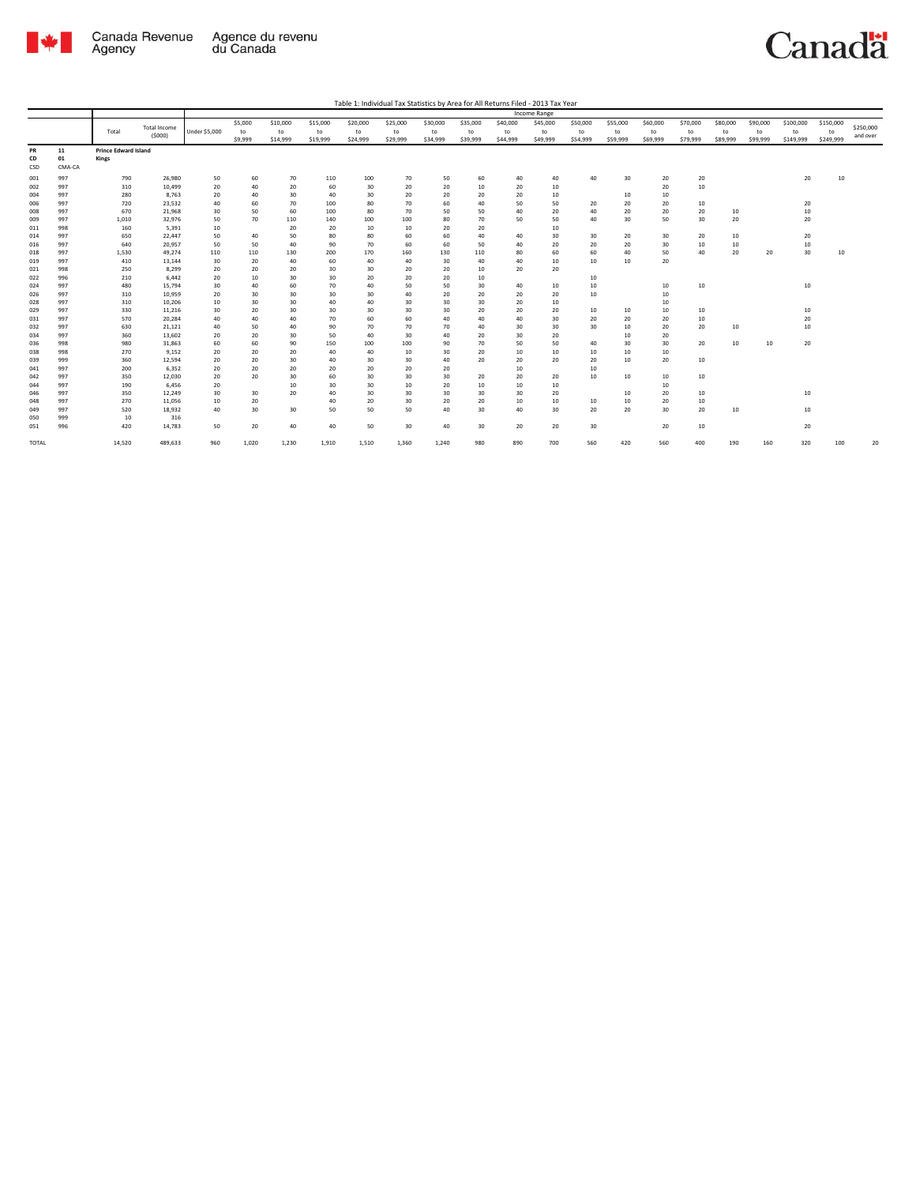Table 1: Individual Tax Statistics by Area for All Returns Filed - 2013 Tax Year

| | | Total | Total Income ($000) | Income Range | | | | | | | | | | | | | | | | | | |
|---|---|---|---|---|---|---|---|---|---|---|---|---|---|---|---|---|---|---|---|---|---|---|
| | | | | Under $5,000 | $5,000 to $9,999 | $10,000 to $14,999 | $15,000 to $19,999 | $20,000 to $24,999 | $25,000 to $29,999 | $30,000 to $34,999 | $35,000 to $39,999 | $40,000 to $44,999 | $45,000 to $49,999 | $50,000 to $54,999 | $55,000 to $59,999 | $60,000 to $69,999 | $70,000 to $79,999 | $80,000 to $89,999 | $90,000 to $99,999 | $100,000 to $149,999 | $150,000 to $249,999 | $250,000 and over |
| PR | 11 | Prince Edward Island | | | | | | | | | | | | | | | | | | | | |
| CD | 01 | Kings | | | | | | | | | | | | | | | | | | | | |
| CSD | CMA-CA | | | | | | | | | | | | | | | | | | | | | |
| 001 | 997 | 790 | 26,980 | 50 | 60 | 70 | 110 | 100 | 70 | 50 | 60 | 40 | 40 | 40 | 30 | 20 | 20 | | | 20 | 10 | |
| 002 | 997 | 310 | 10,499 | 20 | 40 | 20 | 60 | 30 | 20 | 20 | 10 | 20 | 10 | | | 20 | 10 | | | | | |
| 004 | 997 | 280 | 8,763 | 20 | 40 | 30 | 40 | 30 | 20 | 20 | 20 | 20 | 10 | | 10 | 10 | | | | | | |
| 006 | 997 | 720 | 23,532 | 40 | 60 | 70 | 100 | 80 | 70 | 60 | 40 | 50 | 50 | 20 | 20 | 20 | 10 | | | 20 | | |
| 008 | 997 | 670 | 21,968 | 30 | 50 | 60 | 100 | 80 | 70 | 50 | 50 | 40 | 20 | 40 | 20 | 20 | 20 | 10 | | 10 | | |
| 009 | 997 | 1,010 | 32,976 | 50 | 70 | 110 | 140 | 100 | 100 | 80 | 70 | 50 | 50 | 40 | 30 | 50 | 30 | 20 | | 20 | | |
| 011 | 998 | 160 | 5,391 | 10 | | 20 | 20 | 10 | 10 | 20 | 20 | | 10 | | | | | | | | | |
| 014 | 997 | 650 | 22,447 | 50 | 40 | 50 | 80 | 80 | 60 | 60 | 40 | 40 | 30 | 30 | 20 | 30 | 20 | 10 | | 20 | | |
| 016 | 997 | 640 | 20,957 | 50 | 50 | 40 | 90 | 70 | 60 | 60 | 50 | 40 | 20 | 20 | 20 | 30 | 10 | 10 | | 10 | | |
| 018 | 997 | 1,530 | 49,274 | 110 | 110 | 130 | 200 | 170 | 160 | 130 | 110 | 80 | 60 | 60 | 40 | 50 | 40 | 20 | 20 | 30 | 10 | |
| 019 | 997 | 410 | 13,144 | 30 | 20 | 40 | 60 | 40 | 40 | 30 | 40 | 40 | 10 | 10 | 10 | 20 | | | | | | |
| 021 | 998 | 250 | 8,299 | 20 | 20 | 20 | 30 | 30 | 20 | 20 | 10 | 20 | 20 | | | | | | | | | |
| 022 | 996 | 210 | 6,442 | 20 | 10 | 30 | 30 | 20 | 20 | 20 | 10 | | | 10 | | | | | | | | |
| 024 | 997 | 480 | 15,794 | 30 | 40 | 60 | 70 | 40 | 50 | 50 | 30 | 40 | 10 | 10 | | 10 | 10 | | | 10 | | |
| 026 | 997 | 310 | 10,959 | 20 | 30 | 30 | 30 | 30 | 40 | 20 | 20 | 20 | 20 | 10 | | 10 | | | | | | |
| 028 | 997 | 310 | 10,206 | 10 | 30 | 30 | 40 | 40 | 30 | 30 | 30 | 20 | 10 | | | 10 | | | | | | |
| 029 | 997 | 330 | 11,216 | 30 | 20 | 30 | 30 | 30 | 30 | 30 | 20 | 20 | 20 | 10 | 10 | 10 | 10 | | | 10 | | |
| 031 | 997 | 570 | 20,284 | 40 | 40 | 40 | 70 | 60 | 60 | 40 | 40 | 40 | 30 | 20 | 20 | 20 | 10 | | | 20 | | |
| 032 | 997 | 630 | 21,121 | 40 | 50 | 40 | 90 | 70 | 70 | 70 | 40 | 30 | 30 | 30 | 10 | 20 | 20 | 10 | | 10 | | |
| 034 | 997 | 360 | 13,602 | 20 | 20 | 30 | 50 | 40 | 30 | 40 | 20 | 30 | 20 | | 10 | 20 | | | | | | |
| 036 | 998 | 980 | 31,863 | 60 | 60 | 90 | 150 | 100 | 100 | 90 | 70 | 50 | 50 | 40 | 30 | 30 | 20 | 10 | 10 | 20 | | |
| 038 | 998 | 270 | 9,152 | 20 | 20 | 20 | 40 | 40 | 10 | 30 | 20 | 10 | 10 | 10 | 10 | 10 | | | | | | |
| 039 | 999 | 360 | 12,594 | 20 | 20 | 30 | 40 | 30 | 30 | 40 | 20 | 20 | 20 | 20 | 10 | 20 | 10 | | | | | |
| 041 | 997 | 200 | 6,352 | 20 | 20 | 20 | 20 | 20 | 20 | 20 | | 10 | | 10 | | | | | | | | |
| 042 | 997 | 350 | 12,030 | 20 | 20 | 30 | 60 | 30 | 30 | 30 | 20 | 20 | 20 | 10 | 10 | 10 | 10 | | | | | |
| 044 | 997 | 190 | 6,456 | 20 | | 10 | 30 | 30 | 10 | 20 | 10 | 10 | 10 | | | 10 | | | | | | |
| 046 | 997 | 350 | 12,249 | 30 | 30 | 20 | 40 | 30 | 30 | 30 | 30 | 30 | 20 | | 10 | 20 | 10 | | | 10 | | |
| 048 | 997 | 270 | 11,056 | 10 | 20 | | 40 | 20 | 30 | 20 | 20 | 10 | 10 | 10 | 10 | 20 | 10 | | | | | |
| 049 | 997 | 520 | 18,932 | 40 | 30 | 30 | 50 | 50 | 50 | 40 | 30 | 40 | 30 | 20 | 20 | 30 | 20 | 10 | | 10 | | |
| 050 | 999 | 10 | 316 | | | | | | | | | | | | | | | | | | | |
| 051 | 996 | 420 | 14,783 | 50 | 20 | 40 | 40 | 50 | 30 | 40 | 30 | 20 | 20 | 30 | | 20 | 10 | | | 20 | | |
| TOTAL | | 14,520 | 489,633 | 960 | 1,020 | 1,230 | 1,910 | 1,510 | 1,360 | 1,240 | 980 | 890 | 700 | 560 | 420 | 560 | 400 | 190 | 160 | 320 | 100 | 20 |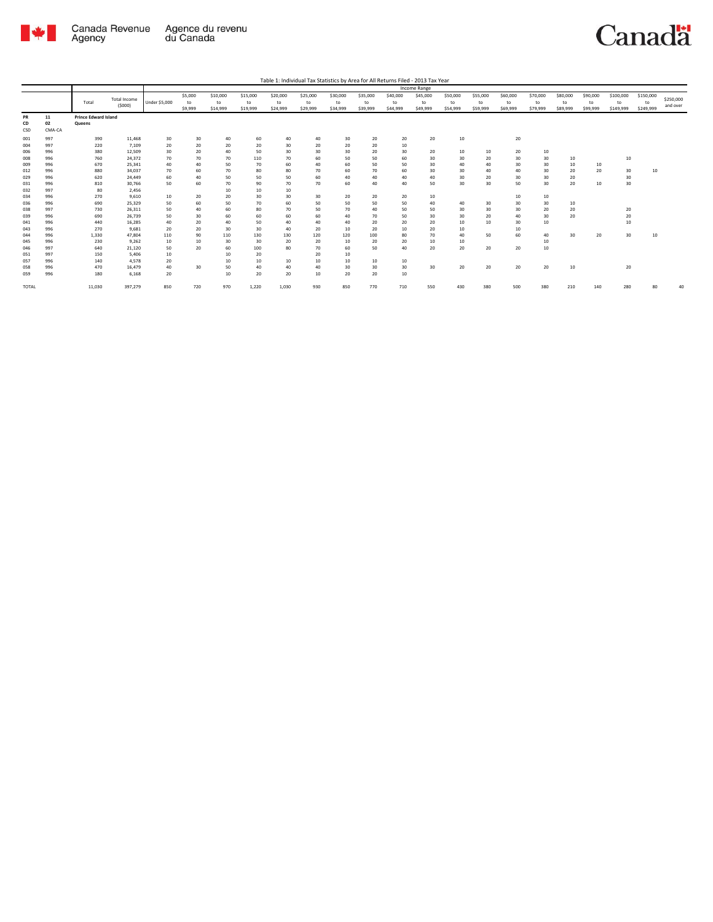Table 1: Individual Tax Statistics by Area for All Returns Filed - 2013 Tax Year

| | | Total | Total Income ($000) | Income Range | | | | | | | | | | | | | | | | | | |
|---|---|---|---|---|---|---|---|---|---|---|---|---|---|---|---|---|---|---|---|---|---|---|
| | | | | Under $5,000 | $5,000 to $9,999 | $10,000 to $14,999 | $15,000 to $19,999 | $20,000 to $24,999 | $25,000 to $29,999 | $30,000 to $34,999 | $35,000 to $39,999 | $40,000 to $44,999 | $45,000 to $49,999 | $50,000 to $54,999 | $55,000 to $59,999 | $60,000 to $69,999 | $70,000 to $79,999 | $80,000 to $89,999 | $90,000 to $99,999 | $100,000 to $149,999 | $150,000 to $249,999 | $250,000 and over |
| PR | 11 | **Prince Edward Island** | | | | | | | | | | | | | | | | | | | | |
| CD | 02 | **Queens** | | | | | | | | | | | | | | | | | | | | |
| CSD | CMA-CA | | | | | | | | | | | | | | | | | | | | | |
| 001 | 997 | 390 | 11,468 | 30 | 30 | 40 | 60 | 40 | 40 | 30 | 20 | 20 | 20 | 10 | | 20 | | | | | | |
| 004 | 997 | 220 | 7,109 | 20 | 20 | 20 | 20 | 30 | 20 | 20 | 20 | 10 | | | | | | | | | | |
| 006 | 996 | 380 | 12,509 | 30 | 20 | 40 | 50 | 30 | 30 | 30 | 20 | 30 | 20 | 10 | 10 | 20 | 10 | | | | | |
| 008 | 996 | 760 | 24,372 | 70 | 70 | 70 | 110 | 70 | 60 | 50 | 50 | 60 | 30 | 30 | 20 | 30 | 30 | 10 | | 10 | | |
| 009 | 996 | 670 | 25,341 | 40 | 40 | 50 | 70 | 60 | 40 | 60 | 50 | 50 | 30 | 40 | 40 | 30 | 30 | 10 | 10 | | | |
| 012 | 996 | 880 | 34,037 | 70 | 60 | 70 | 80 | 80 | 70 | 60 | 70 | 60 | 30 | 30 | 40 | 40 | 30 | 20 | 20 | 30 | 10 | |
| 029 | 996 | 620 | 24,449 | 60 | 40 | 50 | 50 | 50 | 60 | 40 | 40 | 40 | 40 | 30 | 20 | 30 | 30 | 20 | | 30 | | |
| 031 | 996 | 810 | 30,766 | 50 | 60 | 70 | 90 | 70 | 70 | 60 | 40 | 40 | 50 | 30 | 30 | 50 | 30 | 20 | 10 | 30 | | |
| 032 | 997 | 80 | 2,456 | | | 10 | 10 | 10 | | | | | | | | | | | | | | |
| 034 | 996 | 270 | 9,610 | 10 | 20 | 20 | 30 | 30 | 30 | 20 | 20 | 20 | 10 | | | 10 | 10 | | | | | |
| 036 | 996 | 690 | 25,329 | 50 | 60 | 50 | 70 | 60 | 50 | 50 | 50 | 50 | 40 | 40 | 30 | 30 | 30 | 10 | | | | |
| 038 | 997 | 730 | 26,311 | 50 | 40 | 60 | 80 | 70 | 50 | 70 | 40 | 50 | 50 | 30 | 30 | 30 | 20 | 20 | | 20 | | |
| 039 | 996 | 690 | 26,739 | 50 | 30 | 60 | 60 | 60 | 60 | 40 | 70 | 50 | 30 | 30 | 20 | 40 | 30 | 20 | | 20 | | |
| 041 | 996 | 440 | 16,285 | 40 | 20 | 40 | 50 | 40 | 40 | 40 | 20 | 20 | 20 | 10 | 10 | 30 | 10 | | | 10 | | |
| 043 | 996 | 270 | 9,681 | 20 | 20 | 30 | 30 | 40 | 20 | 10 | 20 | 10 | 20 | 10 | | 10 | | | | | | |
| 044 | 996 | 1,330 | 47,804 | 110 | 90 | 110 | 130 | 130 | 120 | 120 | 100 | 80 | 70 | 40 | 50 | 60 | 40 | 30 | 20 | 30 | 10 | |
| 045 | 996 | 230 | 9,262 | 10 | 10 | 30 | 30 | 20 | 20 | 10 | 20 | 20 | 10 | 10 | | | 10 | | | | | |
| 046 | 997 | 640 | 21,120 | 50 | 20 | 60 | 100 | 80 | 70 | 60 | 50 | 40 | 20 | 20 | 20 | 20 | 10 | | | | | |
| 051 | 997 | 150 | 5,406 | 10 | | 10 | 20 | | 20 | 10 | | | | | | | | | | | | |
| 057 | 996 | 140 | 4,578 | 20 | | 10 | 10 | 10 | 10 | 10 | 10 | 10 | | | | | | | | | | |
| 058 | 996 | 470 | 16,479 | 40 | 30 | 50 | 40 | 40 | 40 | 30 | 30 | 30 | 30 | 20 | 20 | 20 | 20 | 10 | | 20 | | |
| 059 | 996 | 180 | 6,168 | 20 | | 10 | 20 | 20 | 10 | 20 | 20 | 10 | | | | | | | | | | |
| TOTAL | | 11,030 | 397,279 | 850 | 720 | 970 | 1,220 | 1,030 | 930 | 850 | 770 | 710 | 550 | 430 | 380 | 500 | 380 | 210 | 140 | 280 | 80 | 40 |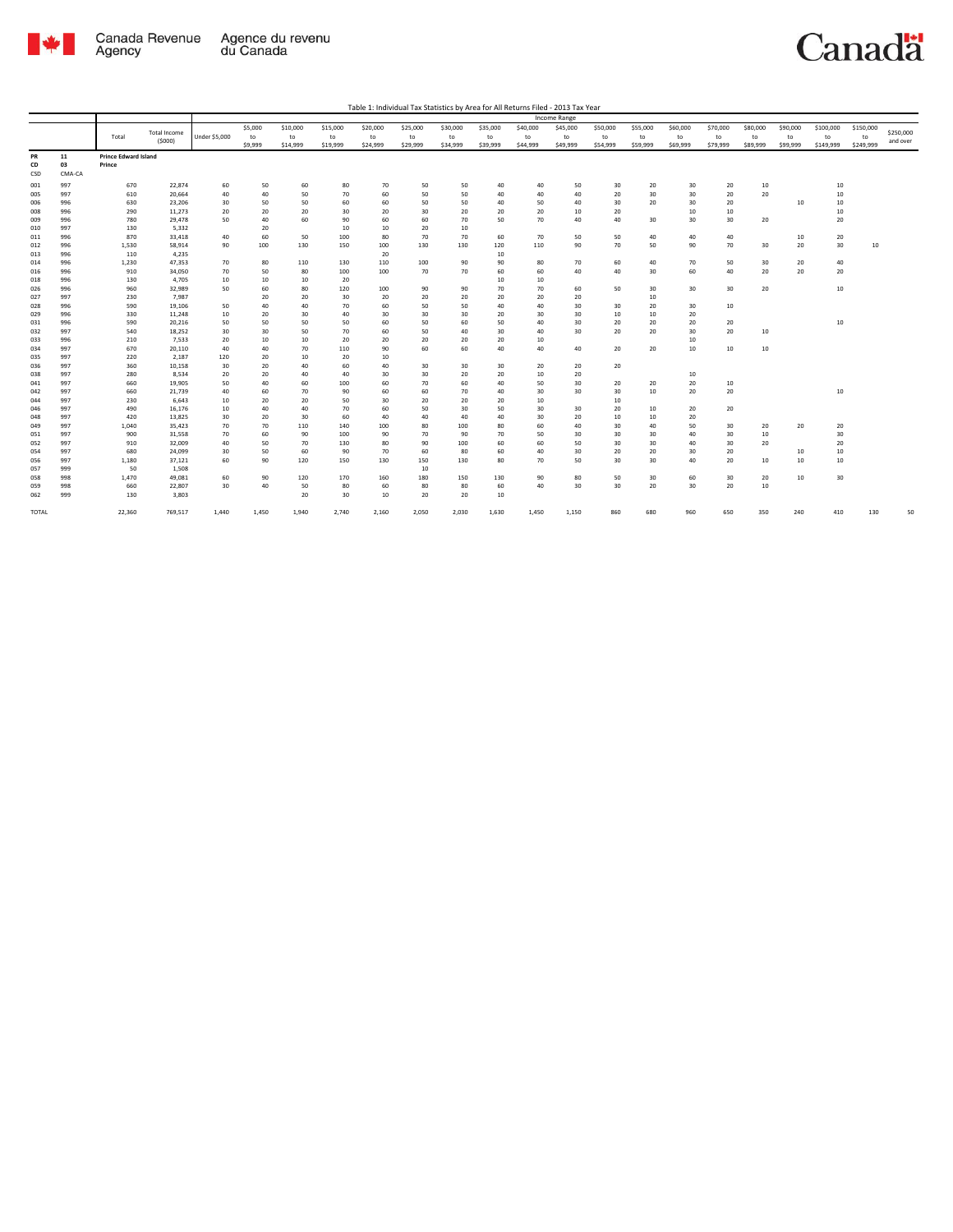Table 1: Individual Tax Statistics by Area for All Returns Filed - 2013 Tax Year

| PR 11 / CD 03 / CSD | CMA-CA | Total | Total Income ($000) | Income Range: Under $5,000 | $5,000 to $9,999 | $10,000 to $14,999 | $15,000 to $19,999 | $20,000 to $24,999 | $25,000 to $29,999 | $30,000 to $34,999 | $35,000 to $39,999 | $40,000 to $44,999 | $45,000 to $49,999 | $50,000 to $54,999 | $55,000 to $59,999 | $60,000 to $69,999 | $70,000 to $79,999 | $80,000 to $89,999 | $90,000 to $99,999 | $100,000 to $149,999 | $150,000 to $249,999 | $250,000 and over |
|---|---|---|---|---|---|---|---|---|---|---|---|---|---|---|---|---|---|---|---|---|---|---|
| | | Prince Edward Island | | | | | | | | | | | | | | | | | | | | |
| | | Prince | | | | | | | | | | | | | | | | | | | | |
| 001 | 997 | 670 | 22,874 | 60 | 50 | 60 | 80 | 70 | 50 | 50 | 40 | 40 | 50 | 30 | 20 | 30 | 20 | 10 | | 10 | | |
| 005 | 997 | 610 | 20,664 | 40 | 40 | 50 | 70 | 60 | 50 | 50 | 40 | 40 | 40 | 20 | 30 | 30 | 20 | 20 | | 10 | | |
| 006 | 996 | 630 | 23,206 | 30 | 50 | 50 | 60 | 60 | 50 | 50 | 40 | 50 | 40 | 30 | 20 | 30 | 20 | | 10 | 10 | | |
| 008 | 996 | 290 | 11,273 | 20 | 20 | 20 | 30 | 20 | 30 | 20 | 20 | 20 | 10 | 20 | | 10 | 10 | | | 10 | | |
| 009 | 996 | 780 | 29,478 | 50 | 40 | 60 | 90 | 60 | 60 | 70 | 50 | 70 | 40 | 40 | 30 | 30 | 30 | 20 | | 20 | | |
| 010 | 997 | 130 | 5,332 | | 20 | | 10 | 10 | 20 | 10 | | | | | | | | | | | | |
| 011 | 996 | 870 | 33,418 | 40 | 60 | 50 | 100 | 80 | 70 | 70 | 60 | 70 | 50 | 50 | 40 | 40 | 40 | | 10 | 20 | | |
| 012 | 996 | 1,530 | 58,914 | 90 | 100 | 130 | 150 | 100 | 130 | 130 | 120 | 110 | 90 | 70 | 50 | 90 | 70 | 30 | 20 | 30 | 10 | |
| 013 | 996 | 110 | 4,235 | | | | | 20 | | | 10 | | | | | | | | | | | |
| 014 | 996 | 1,230 | 47,353 | 70 | 80 | 110 | 130 | 110 | 100 | 90 | 90 | 80 | 70 | 60 | 40 | 70 | 50 | 30 | 20 | 40 | | |
| 016 | 996 | 910 | 34,050 | 70 | 50 | 80 | 100 | 100 | 70 | 70 | 60 | 60 | 40 | 40 | 30 | 60 | 40 | 20 | 20 | 20 | | |
| 018 | 996 | 130 | 4,705 | 10 | 10 | 10 | 20 | | | | | 10 | | | | | | | | | | |
| 026 | 996 | 960 | 32,989 | 50 | 60 | 80 | 120 | 100 | 90 | 90 | 70 | 70 | 60 | 50 | 30 | 30 | 30 | 20 | | 10 | | |
| 027 | 997 | 230 | 7,987 | | 20 | 20 | 30 | 20 | 20 | 20 | 20 | 20 | 20 | | 10 | | | | | | | |
| 028 | 996 | 590 | 19,106 | 50 | 40 | 40 | 70 | 60 | 50 | 50 | 40 | 40 | 30 | 30 | 20 | 30 | 10 | | | | | |
| 029 | 996 | 330 | 11,248 | 10 | 20 | 30 | 40 | 30 | 30 | 30 | 20 | 30 | 30 | 10 | 10 | 20 | | | | | | |
| 031 | 996 | 590 | 20,216 | 50 | 50 | 50 | 50 | 60 | 50 | 60 | 50 | 40 | 30 | 20 | 20 | 20 | 20 | | | 10 | | |
| 032 | 997 | 540 | 18,252 | 30 | 30 | 50 | 70 | 60 | 50 | 40 | 30 | 40 | 30 | 20 | 20 | 30 | 20 | 10 | | | | |
| 033 | 996 | 210 | 7,533 | 20 | 10 | 10 | 20 | 20 | 20 | 20 | 20 | 10 | | | | 10 | | | | | | |
| 034 | 997 | 670 | 20,110 | 40 | 40 | 70 | 110 | 90 | 60 | 60 | 40 | 40 | 40 | 20 | 20 | 10 | 10 | 10 | | | | |
| 035 | 997 | 220 | 2,187 | 120 | 20 | 10 | 20 | 10 | | | | | | | | | | | | | | |
| 036 | 997 | 360 | 10,158 | 30 | 20 | 40 | 60 | 40 | 30 | 30 | 30 | 20 | 20 | 20 | | | | | | | | |
| 038 | 997 | 280 | 8,534 | 20 | 20 | 40 | 40 | 30 | 30 | 20 | 20 | 10 | 20 | | | 10 | | | | | | |
| 041 | 997 | 660 | 19,905 | 50 | 40 | 60 | 100 | 60 | 70 | 60 | 40 | 50 | 30 | 20 | 20 | 20 | 10 | | | | | |
| 042 | 997 | 660 | 21,739 | 40 | 60 | 70 | 90 | 60 | 60 | 70 | 40 | 30 | 30 | 30 | 10 | 20 | 20 | | | 10 | | |
| 044 | 997 | 230 | 6,643 | 10 | 20 | 20 | 50 | 30 | 20 | 20 | 20 | 10 | | 10 | | | | | | | | |
| 046 | 997 | 490 | 16,176 | 10 | 40 | 40 | 70 | 60 | 50 | 30 | 30 | 30 | 30 | 20 | 10 | 20 | 20 | | | | | |
| 048 | 997 | 420 | 13,825 | 30 | 20 | 30 | 60 | 40 | 40 | 40 | 40 | 30 | 20 | 10 | 10 | 20 | | | | | | |
| 049 | 997 | 1,040 | 35,423 | 70 | 70 | 110 | 140 | 100 | 80 | 100 | 80 | 60 | 40 | 30 | 40 | 50 | 30 | 20 | 20 | 20 | | |
| 051 | 997 | 900 | 31,558 | 70 | 60 | 90 | 100 | 90 | 70 | 90 | 70 | 50 | 30 | 30 | 30 | 40 | 30 | 10 | | 30 | | |
| 052 | 997 | 910 | 32,009 | 40 | 50 | 70 | 130 | 80 | 90 | 100 | 60 | 60 | 50 | 30 | 30 | 40 | 30 | 20 | | 20 | | |
| 054 | 997 | 680 | 24,099 | 30 | 50 | 60 | 90 | 70 | 60 | 80 | 60 | 40 | 30 | 20 | 20 | 30 | 20 | | 10 | 10 | | |
| 056 | 997 | 1,180 | 37,121 | 60 | 90 | 120 | 150 | 130 | 150 | 130 | 80 | 70 | 50 | 30 | 30 | 40 | 20 | 10 | 10 | 10 | | |
| 057 | 999 | 50 | 1,508 | | | | | | 10 | | | | | | | | | | | | | |
| 058 | 998 | 1,470 | 49,081 | 60 | 90 | 120 | 170 | 160 | 180 | 150 | 130 | 90 | 80 | 50 | 30 | 60 | 30 | 20 | 10 | 30 | | |
| 059 | 998 | 660 | 22,807 | 30 | 40 | 50 | 80 | 60 | 80 | 80 | 60 | 40 | 30 | 30 | 20 | 30 | 20 | 10 | | | | |
| 062 | 999 | 130 | 3,803 | | | 20 | 30 | 10 | 20 | 20 | 10 | | | | | | | | | | | |
| TOTAL | | 22,360 | 769,517 | 1,440 | 1,450 | 1,940 | 2,740 | 2,160 | 2,050 | 2,030 | 1,630 | 1,450 | 1,150 | 860 | 680 | 960 | 650 | 350 | 240 | 410 | 130 | 50 |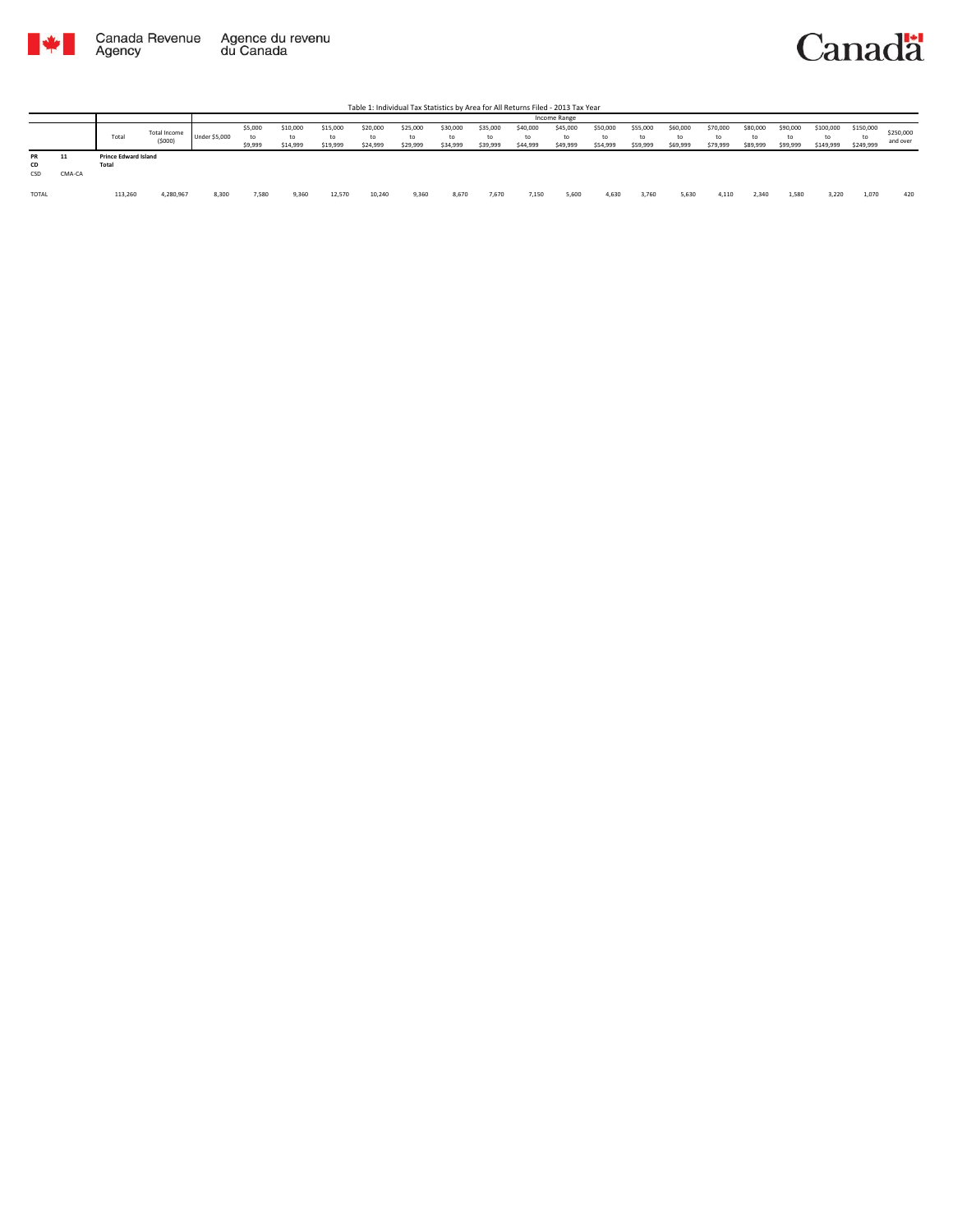Table 1: Individual Tax Statistics by Area for All Returns Filed - 2013 Tax Year

| | | Total | Total Income ($000) | Income Range | | | | | | | | | | | | | | | | | | | |
|---|---|---|---|---|---|---|---|---|---|---|---|---|---|---|---|---|---|---|---|---|---|---|---|
| | | | | Under $5,000 | $5,000 to $9,999 | $10,000 to $14,999 | $15,000 to $19,999 | $20,000 to $24,999 | $25,000 to $29,999 | $30,000 to $34,999 | $35,000 to $39,999 | $40,000 to $44,999 | $45,000 to $49,999 | $50,000 to $54,999 | $55,000 to $59,999 | $60,000 to $69,999 | $70,000 to $79,999 | $80,000 to $89,999 | $90,000 to $99,999 | $100,000 to $149,999 | $150,000 to $249,999 | $250,000 and over |
| **PR** | **11** | **Prince Edward Island** | | | | | | | | | | | | | | | | | | | | | |
| **CD** | | **Total** | | | | | | | | | | | | | | | | | | | | | |
| CSD | CMA-CA | | | | | | | | | | | | | | | | | | | | | | |
| TOTAL | | 113,260 | 4,280,967 | 8,300 | 7,580 | 9,360 | 12,570 | 10,240 | 9,360 | 8,670 | 7,670 | 7,150 | 5,600 | 4,630 | 3,760 | 5,630 | 4,110 | 2,340 | 1,580 | 3,220 | 1,070 | 420 |